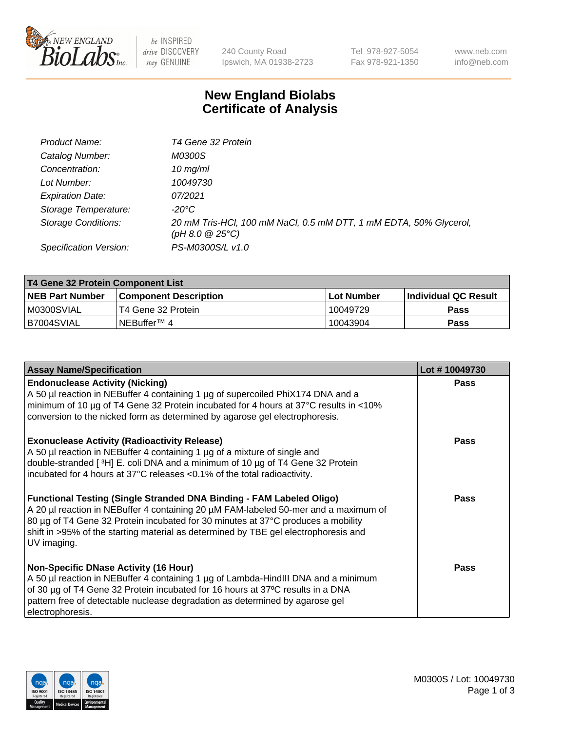# New England Biolabs
## Certificate of Analysis

| | |
|---|---|
| *Product Name:* | *T4 Gene 32 Protein* |
| *Catalog Number:* | *M0300S* |
| *Concentration:* | *10 mg/ml* |
| *Lot Number:* | *10049730* |
| *Expiration Date:* | *07/2021* |
| *Storage Temperature:* | *-20°C* |
| *Storage Conditions:* | *20 mM Tris-HCl, 100 mM NaCl, 0.5 mM DTT, 1 mM EDTA, 50% Glycerol, (pH 8.0 @ 25°C)* |
| *Specification Version:* | *PS-M0300S/L v1.0* |

| T4 Gene 32 Protein Component List | | | |
|---|---|---|---|
| **NEB Part Number** | **Component Description** | **Lot Number** | **Individual QC Result** |
| M0300SVIAL | T4 Gene 32 Protein | 10049729 | **Pass** |
| B7004SVIAL | NEBuffer™ 4 | 10043904 | **Pass** |

| Assay Name/Specification | Lot # 10049730 |
|---|---|
| **Endonuclease Activity (Nicking)**<br>A 50 µl reaction in NEBuffer 4 containing 1 µg of supercoiled PhiX174 DNA and a minimum of 10 µg of T4 Gene 32 Protein incubated for 4 hours at 37°C results in <10% conversion to the nicked form as determined by agarose gel electrophoresis. | **Pass** |
| **Exonuclease Activity (Radioactivity Release)**<br>A 50 µl reaction in NEBuffer 4 containing 1 µg of a mixture of single and double-stranded [ $^3$H] E. coli DNA and a minimum of 10 µg of T4 Gene 32 Protein incubated for 4 hours at 37°C releases <0.1% of the total radioactivity. | **Pass** |
| **Functional Testing (Single Stranded DNA Binding - FAM Labeled Oligo)**<br>A 20 µl reaction in NEBuffer 4 containing 20 µM FAM-labeled 50-mer and a maximum of 80 µg of T4 Gene 32 Protein incubated for 30 minutes at 37°C produces a mobility shift in >95% of the starting material as determined by TBE gel electrophoresis and UV imaging. | **Pass** |
| **Non-Specific DNase Activity (16 Hour)**<br>A 50 µl reaction in NEBuffer 4 containing 1 µg of Lambda-HindIII DNA and a minimum of 30 µg of T4 Gene 32 Protein incubated for 16 hours at 37ºC results in a DNA pattern free of detectable nuclease degradation as determined by agarose gel electrophoresis. | **Pass** |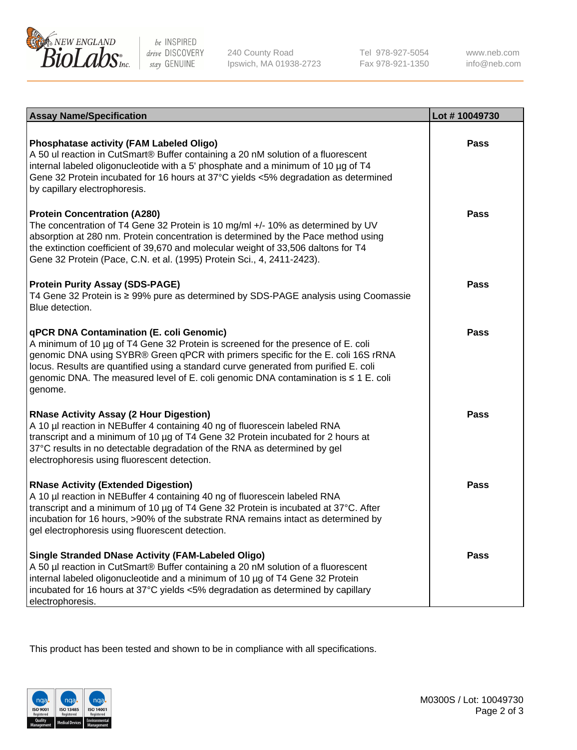| Assay Name/Specification | Lot # 10049730 |
|---|---|
| **Phosphatase activity (FAM Labeled Oligo)**<br>A 50 ul reaction in CutSmart® Buffer containing a 20 nM solution of a fluorescent internal labeled oligonucleotide with a 5' phosphate and a minimum of 10 µg of T4 Gene 32 Protein incubated for 16 hours at 37°C yields <5% degradation as determined by capillary electrophoresis. | **Pass** |
| **Protein Concentration (A280)**<br>The concentration of T4 Gene 32 Protein is 10 mg/ml +/- 10% as determined by UV absorption at 280 nm. Protein concentration is determined by the Pace method using the extinction coefficient of 39,670 and molecular weight of 33,506 daltons for T4 Gene 32 Protein (Pace, C.N. et al. (1995) Protein Sci., 4, 2411-2423). | **Pass** |
| **Protein Purity Assay (SDS-PAGE)**<br>T4 Gene 32 Protein is ≥ 99% pure as determined by SDS-PAGE analysis using Coomassie Blue detection. | **Pass** |
| **qPCR DNA Contamination (E. coli Genomic)**<br>A minimum of 10 µg of T4 Gene 32 Protein is screened for the presence of E. coli genomic DNA using SYBR® Green qPCR with primers specific for the E. coli 16S rRNA locus. Results are quantified using a standard curve generated from purified E. coli genomic DNA. The measured level of E. coli genomic DNA contamination is ≤ 1 E. coli genome. | **Pass** |
| **RNase Activity Assay (2 Hour Digestion)**<br>A 10 µl reaction in NEBuffer 4 containing 40 ng of fluorescein labeled RNA transcript and a minimum of 10 µg of T4 Gene 32 Protein incubated for 2 hours at 37°C results in no detectable degradation of the RNA as determined by gel electrophoresis using fluorescent detection. | **Pass** |
| **RNase Activity (Extended Digestion)**<br>A 10 µl reaction in NEBuffer 4 containing 40 ng of fluorescein labeled RNA transcript and a minimum of 10 µg of T4 Gene 32 Protein is incubated at 37°C. After incubation for 16 hours, >90% of the substrate RNA remains intact as determined by gel electrophoresis using fluorescent detection. | **Pass** |
| **Single Stranded DNase Activity (FAM-Labeled Oligo)**<br>A 50 µl reaction in CutSmart® Buffer containing a 20 nM solution of a fluorescent internal labeled oligonucleotide and a minimum of 10 µg of T4 Gene 32 Protein incubated for 16 hours at 37°C yields <5% degradation as determined by capillary electrophoresis. | **Pass** |

This product has been tested and shown to be in compliance with all specifications.

M0300S / Lot: 10049730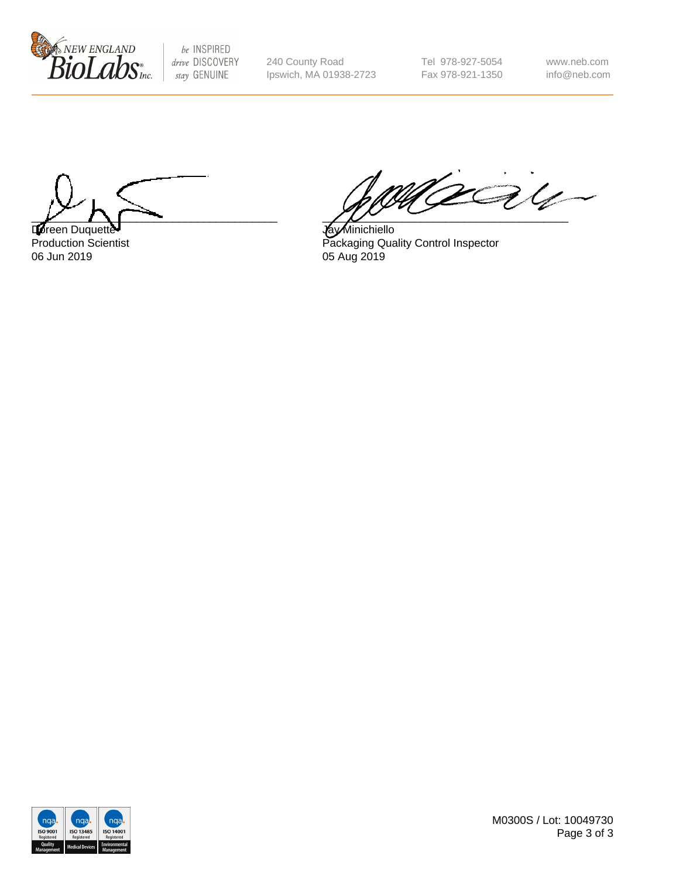Doreen Duquette
Production Scientist
06 Jun 2019

Jay Minichiello
Packaging Quality Control Inspector
05 Aug 2019

M0300S / Lot: 10049730